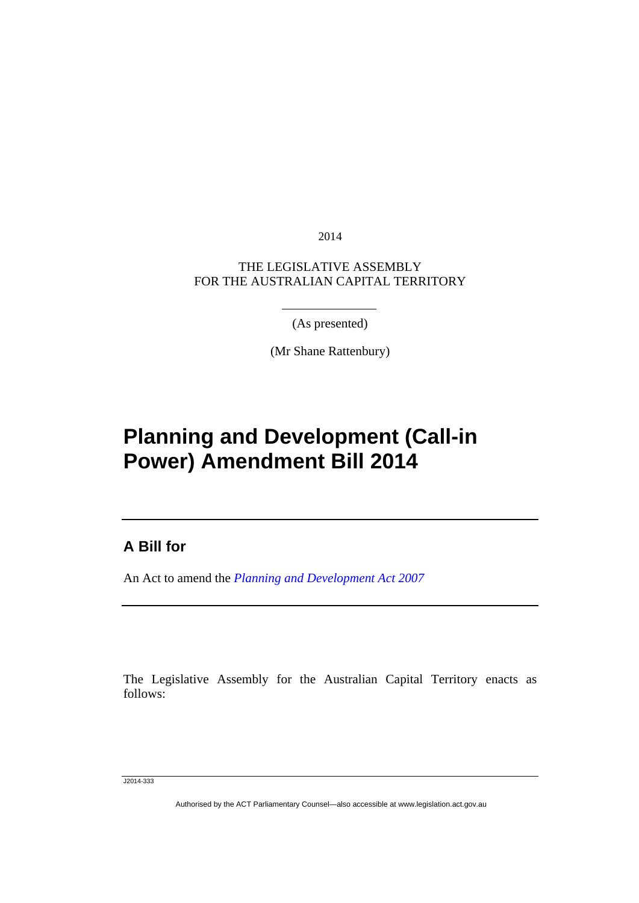2014

THE LEGISLATIVE ASSEMBLY
FOR THE AUSTRALIAN CAPITAL TERRITORY

(As presented)

(Mr Shane Rattenbury)

# Planning and Development (Call-in Power) Amendment Bill 2014

## A Bill for

An Act to amend the *Planning and Development Act 2007*

The Legislative Assembly for the Australian Capital Territory enacts as follows:

J2014-333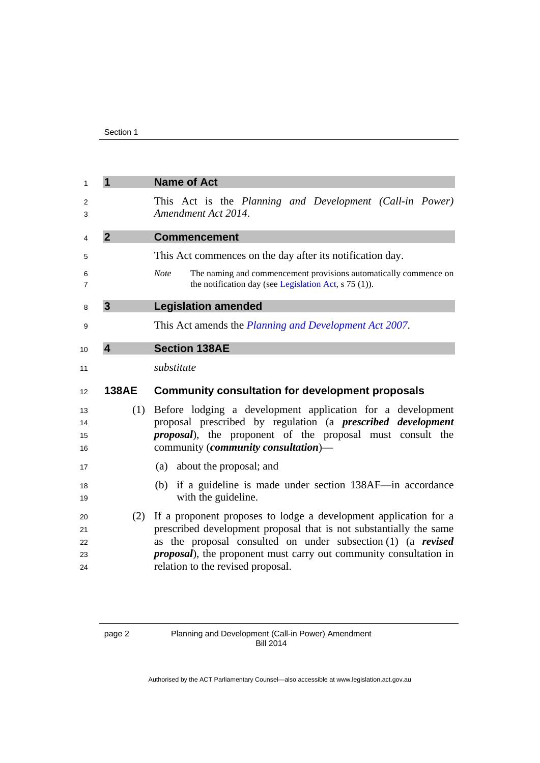## 1 Name of Act

This Act is the *Planning and Development (Call-in Power) Amendment Act 2014*.

## 2 Commencement

This Act commences on the day after its notification day.

*Note* The naming and commencement provisions automatically commence on the notification day (see Legislation Act, s 75 (1)).

## 3 Legislation amended

This Act amends the *Planning and Development Act 2007*.

## 4 Section 138AE

*substitute*

### 138AE Community consultation for development proposals

(1) Before lodging a development application for a development proposal prescribed by regulation (a ***prescribed development proposal***), the proponent of the proposal must consult the community (***community consultation***)—

(a) about the proposal; and

(b) if a guideline is made under section 138AF—in accordance with the guideline.

(2) If a proponent proposes to lodge a development application for a prescribed development proposal that is not substantially the same as the proposal consulted on under subsection (1) (a ***revised proposal***), the proponent must carry out community consultation in relation to the revised proposal.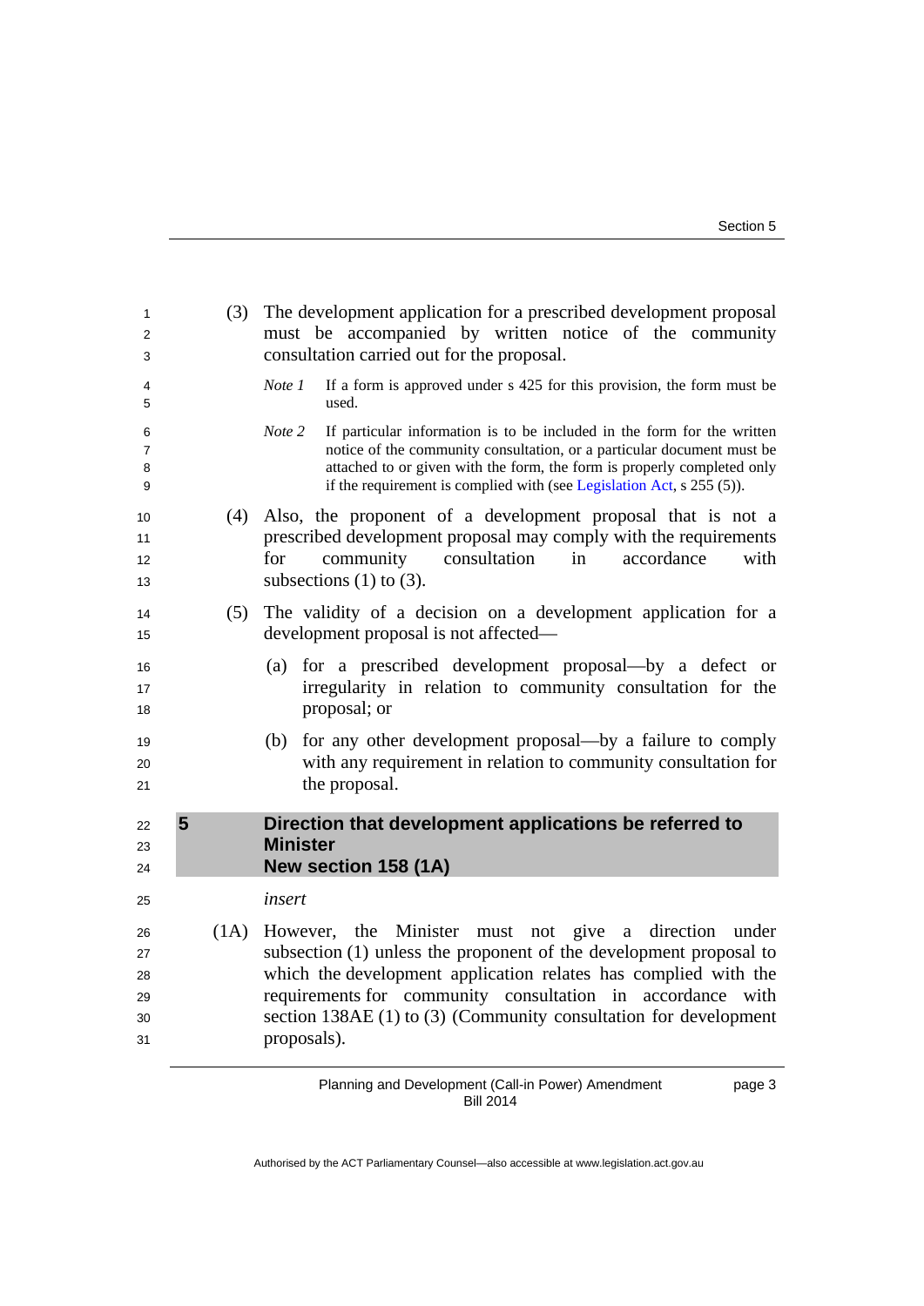(3) The development application for a prescribed development proposal must be accompanied by written notice of the community consultation carried out for the proposal.

*Note 1* If a form is approved under s 425 for this provision, the form must be used.

*Note 2* If particular information is to be included in the form for the written notice of the community consultation, or a particular document must be attached to or given with the form, the form is properly completed only if the requirement is complied with (see Legislation Act, s 255 (5)).

(4) Also, the proponent of a development proposal that is not a prescribed development proposal may comply with the requirements for community consultation in accordance with subsections (1) to (3).

(5) The validity of a decision on a development application for a development proposal is not affected—

(a) for a prescribed development proposal—by a defect or irregularity in relation to community consultation for the proposal; or

(b) for any other development proposal—by a failure to comply with any requirement in relation to community consultation for the proposal.

## 5 Direction that development applications be referred to Minister New section 158 (1A)

*insert*

(1A) However, the Minister must not give a direction under subsection (1) unless the proponent of the development proposal to which the development application relates has complied with the requirements for community consultation in accordance with section 138AE (1) to (3) (Community consultation for development proposals).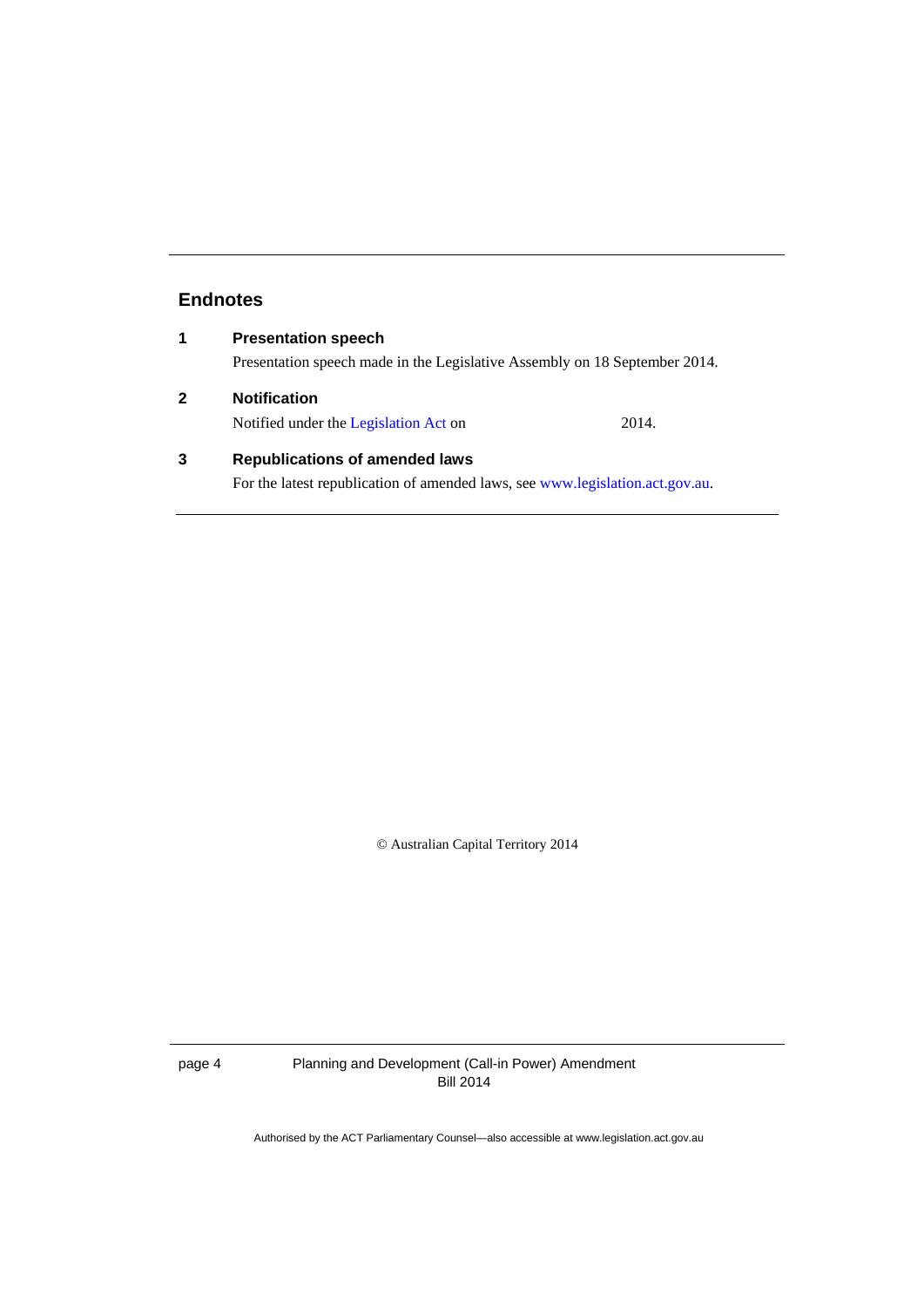## Endnotes

**1 Presentation speech**

Presentation speech made in the Legislative Assembly on 18 September 2014.

**2 Notification**

Notified under the Legislation Act on 2014.

**3 Republications of amended laws**

For the latest republication of amended laws, see www.legislation.act.gov.au.

© Australian Capital Territory 2014